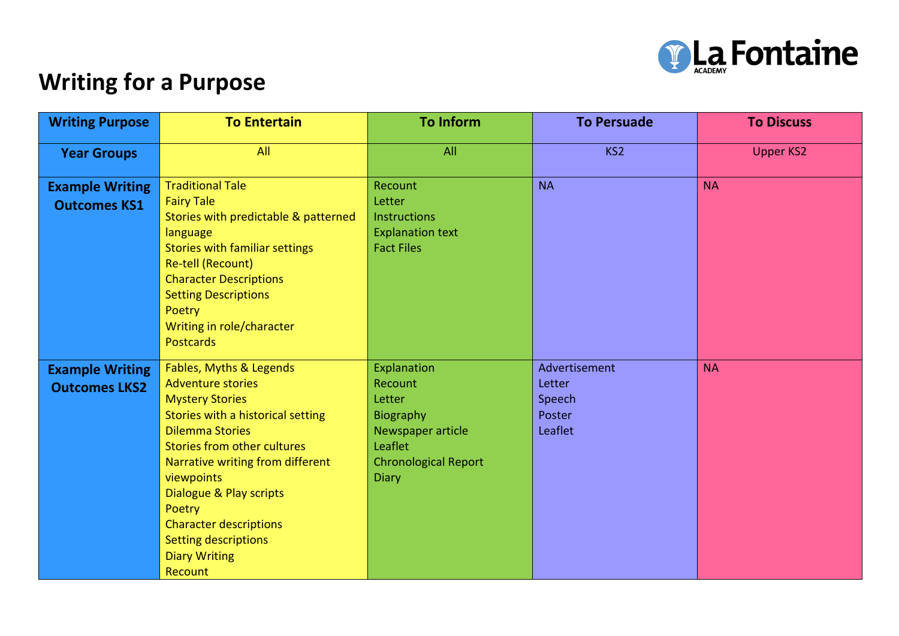La Fontaine ACADEMY

# Writing for a Purpose

| Writing Purpose | To Entertain | To Inform | To Persuade | To Discuss |
|---|---|---|---|---|
| **Year Groups** | All | All | KS2 | Upper KS2 |
| **Example Writing Outcomes KS1** | Traditional Tale<br>Fairy Tale<br>Stories with predictable & patterned language<br>Stories with familiar settings<br>Re-tell (Recount)<br>Character Descriptions<br>Setting Descriptions<br>Poetry<br>Writing in role/character<br>Postcards | Recount<br>Letter<br>Instructions<br>Explanation text<br>Fact Files | NA | NA |
| **Example Writing Outcomes LKS2** | Fables, Myths & Legends<br>Adventure stories<br>Mystery Stories<br>Stories with a historical setting<br>Dilemma Stories<br>Stories from other cultures<br>Narrative writing from different viewpoints<br>Dialogue & Play scripts<br>Poetry<br>Character descriptions<br>Setting descriptions<br>Diary Writing<br>Recount | Explanation<br>Recount<br>Letter<br>Biography<br>Newspaper article<br>Leaflet<br>Chronological Report<br>Diary | Advertisement<br>Letter<br>Speech<br>Poster<br>Leaflet | NA |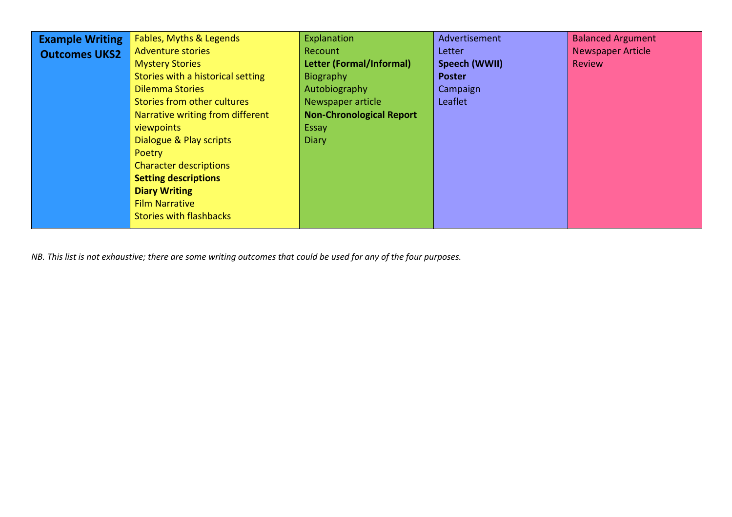| | | | | |
|---|---|---|---|---|
| **Example Writing Outcomes UKS2** | Fables, Myths & Legends<br>Adventure stories<br>Mystery Stories<br>Stories with a historical setting<br>Dilemma Stories<br>Stories from other cultures<br>Narrative writing from different viewpoints<br>Dialogue & Play scripts<br>Poetry<br>Character descriptions<br>**Setting descriptions**<br>**Diary Writing**<br>Film Narrative<br>Stories with flashbacks | Explanation<br>Recount<br>**Letter (Formal/Informal)**<br>Biography<br>Autobiography<br>Newspaper article<br>**Non-Chronological Report**<br>Essay<br>Diary | Advertisement<br>Letter<br>**Speech (WWII)**<br>**Poster**<br>Campaign<br>Leaflet | Balanced Argument<br>Newspaper Article<br>Review |

*NB. This list is not exhaustive; there are some writing outcomes that could be used for any of the four purposes.*